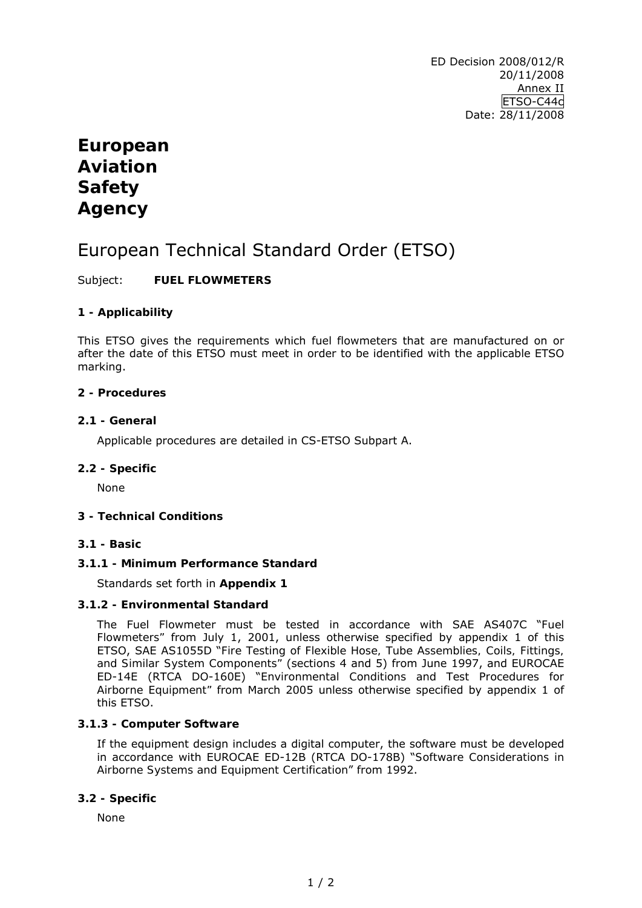ED Decision 2008/012/R
20/11/2008
Annex II
ETSO-C44c
Date: 28/11/2008

# European Aviation Safety Agency

# European Technical Standard Order (ETSO)

Subject: **FUEL FLOWMETERS**

### 1 - Applicability

This ETSO gives the requirements which fuel flowmeters that are manufactured on or after the date of this ETSO must meet in order to be identified with the applicable ETSO marking.

### 2 - Procedures

#### 2.1 - General

Applicable procedures are detailed in CS-ETSO Subpart A.

#### 2.2 - Specific

None

### 3 - Technical Conditions

#### 3.1 - Basic

##### 3.1.1 - Minimum Performance Standard

Standards set forth in **Appendix 1**

##### 3.1.2 - Environmental Standard

The Fuel Flowmeter must be tested in accordance with SAE AS407C "Fuel Flowmeters" from July 1, 2001, unless otherwise specified by appendix 1 of this ETSO, SAE AS1055D "Fire Testing of Flexible Hose, Tube Assemblies, Coils, Fittings, and Similar System Components" (sections 4 and 5) from June 1997, and EUROCAE ED-14E (RTCA DO-160E) "Environmental Conditions and Test Procedures for Airborne Equipment" from March 2005 unless otherwise specified by appendix 1 of this ETSO.

##### 3.1.3 - Computer Software

If the equipment design includes a digital computer, the software must be developed in accordance with EUROCAE ED-12B (RTCA DO-178B) "Software Considerations in Airborne Systems and Equipment Certification" from 1992.

#### 3.2 - Specific

None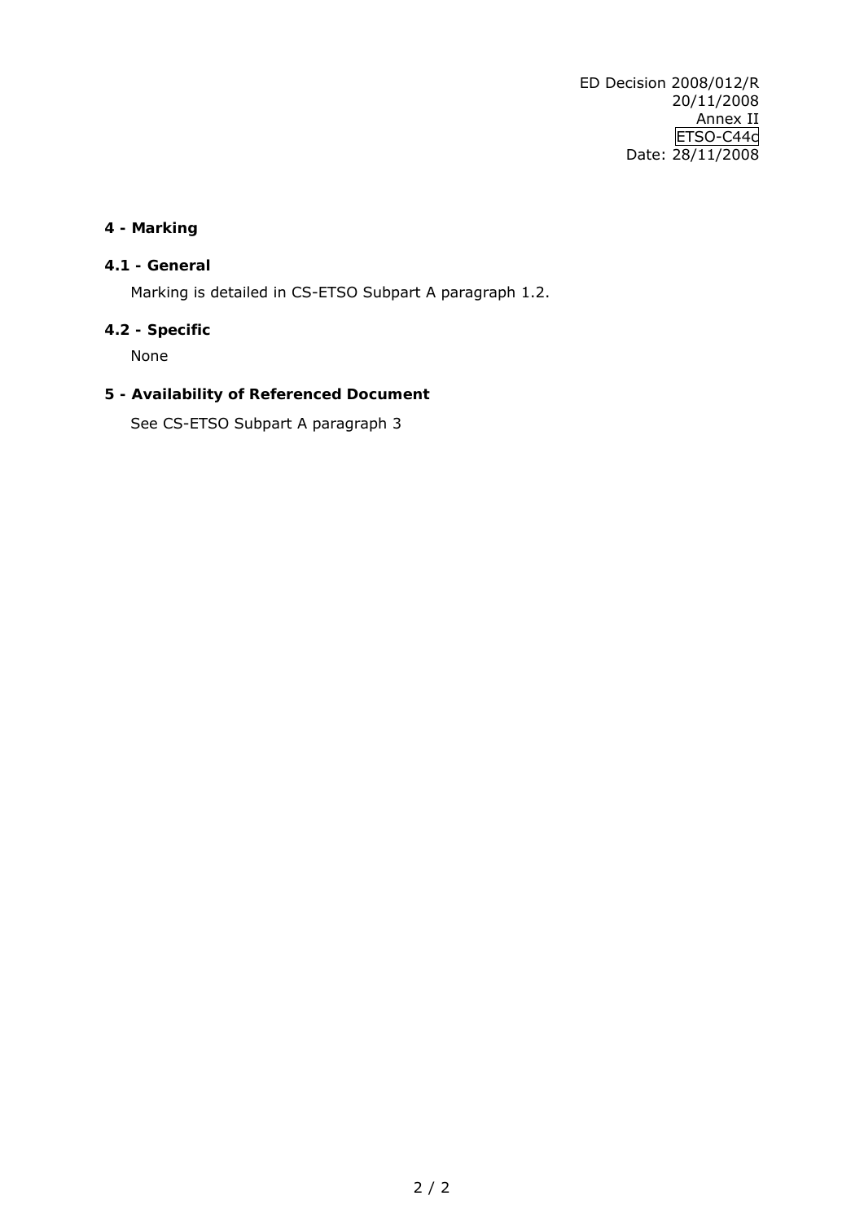## 4 - Marking

### 4.1 - General

Marking is detailed in CS-ETSO Subpart A paragraph 1.2.

### 4.2 - Specific

None

## 5 - Availability of Referenced Document

See CS-ETSO Subpart A paragraph 3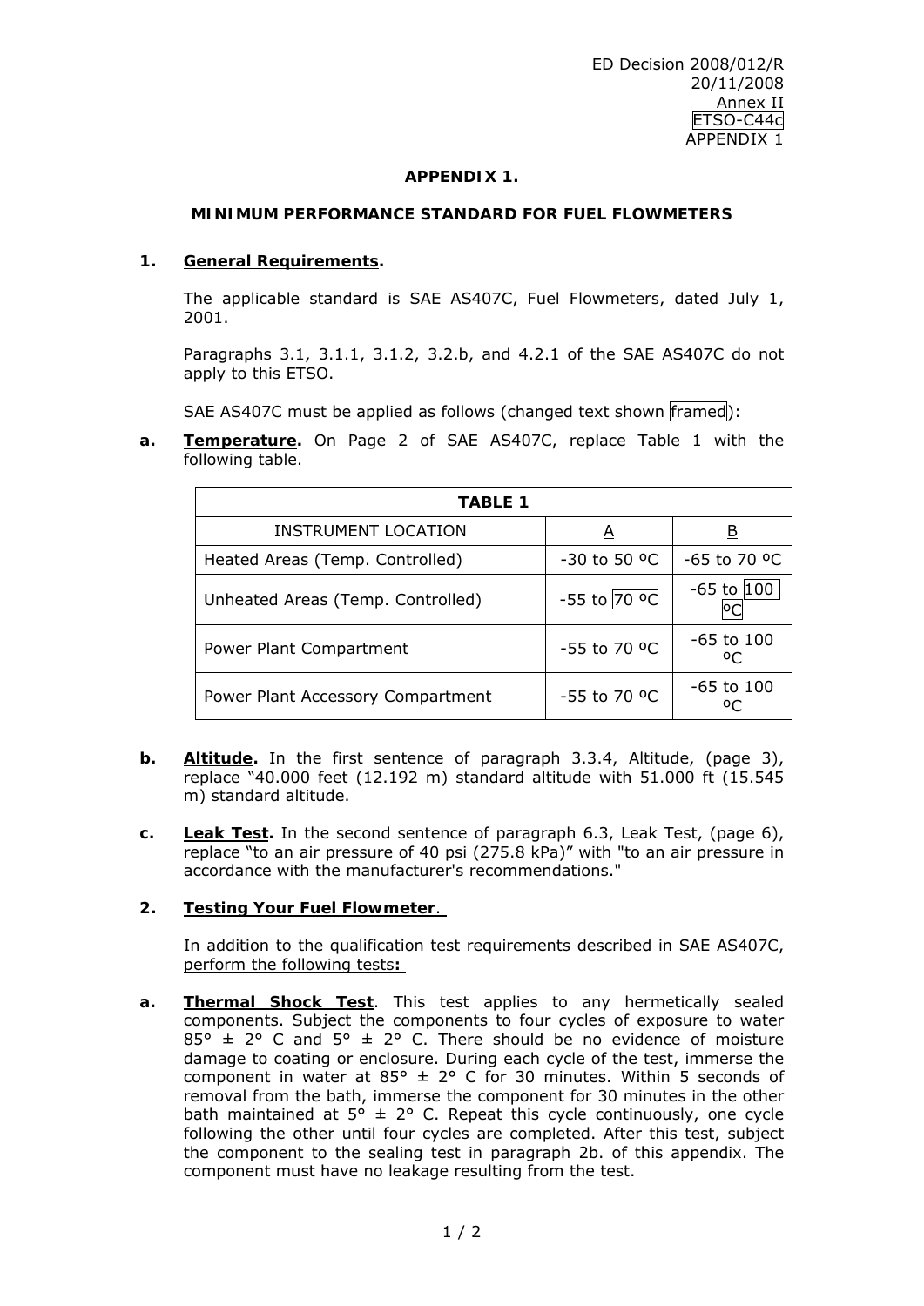ED Decision 2008/012/R
20/11/2008
Annex II
ETSO-C44c
APPENDIX 1

# APPENDIX 1.

## MINIMUM PERFORMANCE STANDARD FOR FUEL FLOWMETERS

**1. General Requirements.**

The applicable standard is SAE AS407C, Fuel Flowmeters, dated July 1, 2001.

Paragraphs 3.1, 3.1.1, 3.1.2, 3.2.b, and 4.2.1 of the SAE AS407C do not apply to this ETSO.

SAE AS407C must be applied as follows (changed text shown framed):

**a. Temperature.** On Page 2 of SAE AS407C, replace Table 1 with the following table.

| TABLE 1 | | |
|---|---|---|
| INSTRUMENT LOCATION | A | B |
| Heated Areas (Temp. Controlled) | -30 to 50 ºC | -65 to 70 ºC |
| Unheated Areas (Temp. Controlled) | -55 to 70 ºC | -65 to 100 ºC |
| Power Plant Compartment | -55 to 70 ºC | -65 to 100 ºC |
| Power Plant Accessory Compartment | -55 to 70 ºC | -65 to 100 ºC |

**b. Altitude.** In the first sentence of paragraph 3.3.4, Altitude, (page 3), replace "40.000 feet (12.192 m) standard altitude with 51.000 ft (15.545 m) standard altitude.

**c. Leak Test.** In the second sentence of paragraph 6.3, Leak Test, (page 6), replace "to an air pressure of 40 psi (275.8 kPa)" with "to an air pressure in accordance with the manufacturer's recommendations."

**2. Testing Your Fuel Flowmeter.**

In addition to the qualification test requirements described in SAE AS407C, perform the following tests**:**

**a. Thermal Shock Test**. This test applies to any hermetically sealed components. Subject the components to four cycles of exposure to water 85° ± 2° C and 5° ± 2° C. There should be no evidence of moisture damage to coating or enclosure. During each cycle of the test, immerse the component in water at 85° ± 2° C for 30 minutes. Within 5 seconds of removal from the bath, immerse the component for 30 minutes in the other bath maintained at 5° ± 2° C. Repeat this cycle continuously, one cycle following the other until four cycles are completed. After this test, subject the component to the sealing test in paragraph 2b. of this appendix. The component must have no leakage resulting from the test.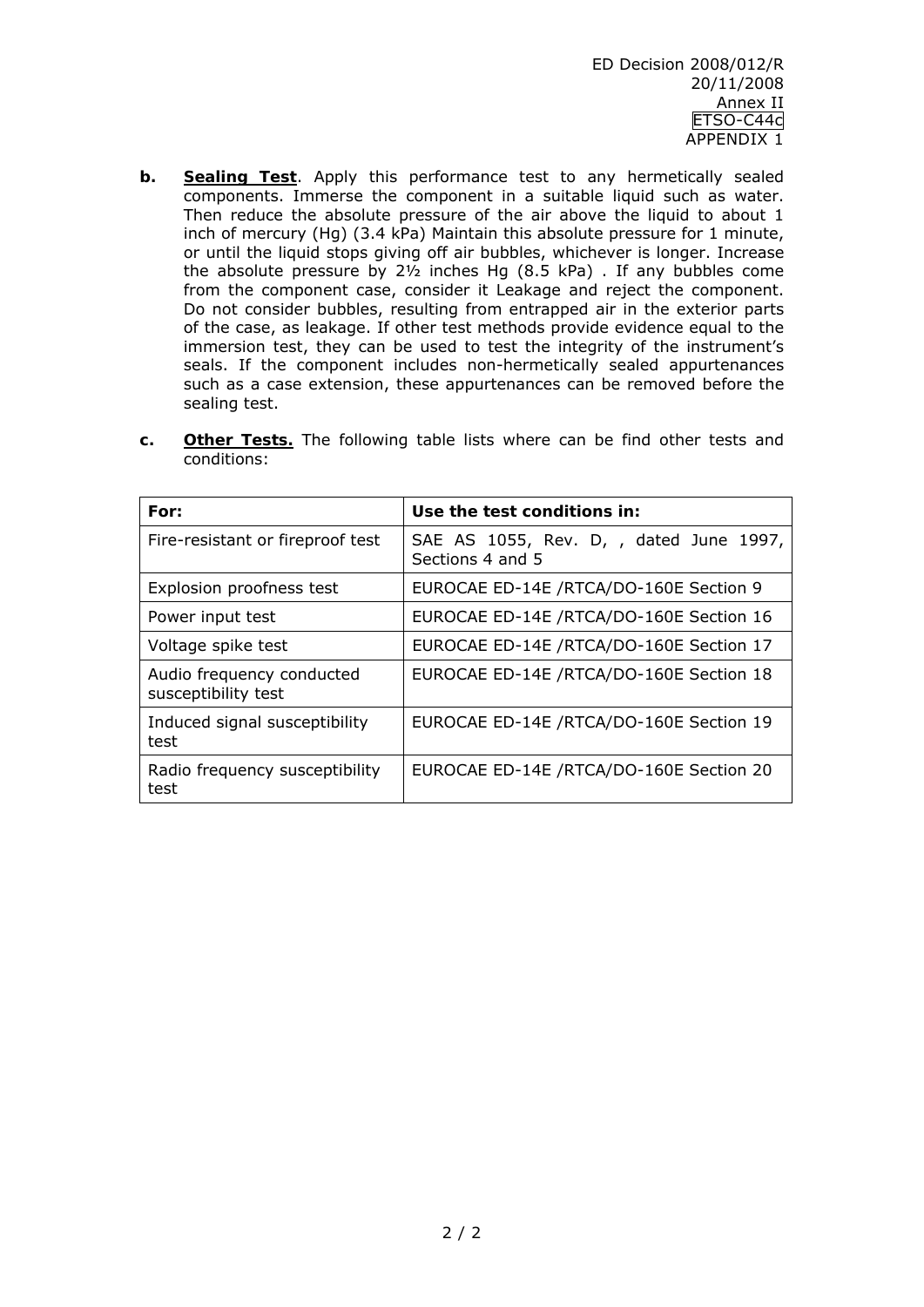**b.** **Sealing Test**. Apply this performance test to any hermetically sealed components. Immerse the component in a suitable liquid such as water. Then reduce the absolute pressure of the air above the liquid to about 1 inch of mercury (Hg) (3.4 kPa) Maintain this absolute pressure for 1 minute, or until the liquid stops giving off air bubbles, whichever is longer. Increase the absolute pressure by 2½ inches Hg (8.5 kPa) . If any bubbles come from the component case, consider it Leakage and reject the component. Do not consider bubbles, resulting from entrapped air in the exterior parts of the case, as leakage. If other test methods provide evidence equal to the immersion test, they can be used to test the integrity of the instrument's seals. If the component includes non-hermetically sealed appurtenances such as a case extension, these appurtenances can be removed before the sealing test.

**c.** **Other Tests.** The following table lists where can be find other tests and conditions:

| For: | Use the test conditions in: |
|---|---|
| Fire-resistant or fireproof test | SAE AS 1055, Rev. D, , dated June 1997, Sections 4 and 5 |
| Explosion proofness test | EUROCAE ED-14E /RTCA/DO-160E Section 9 |
| Power input test | EUROCAE ED-14E /RTCA/DO-160E Section 16 |
| Voltage spike test | EUROCAE ED-14E /RTCA/DO-160E Section 17 |
| Audio frequency conducted susceptibility test | EUROCAE ED-14E /RTCA/DO-160E Section 18 |
| Induced signal susceptibility test | EUROCAE ED-14E /RTCA/DO-160E Section 19 |
| Radio frequency susceptibility test | EUROCAE ED-14E /RTCA/DO-160E Section 20 |